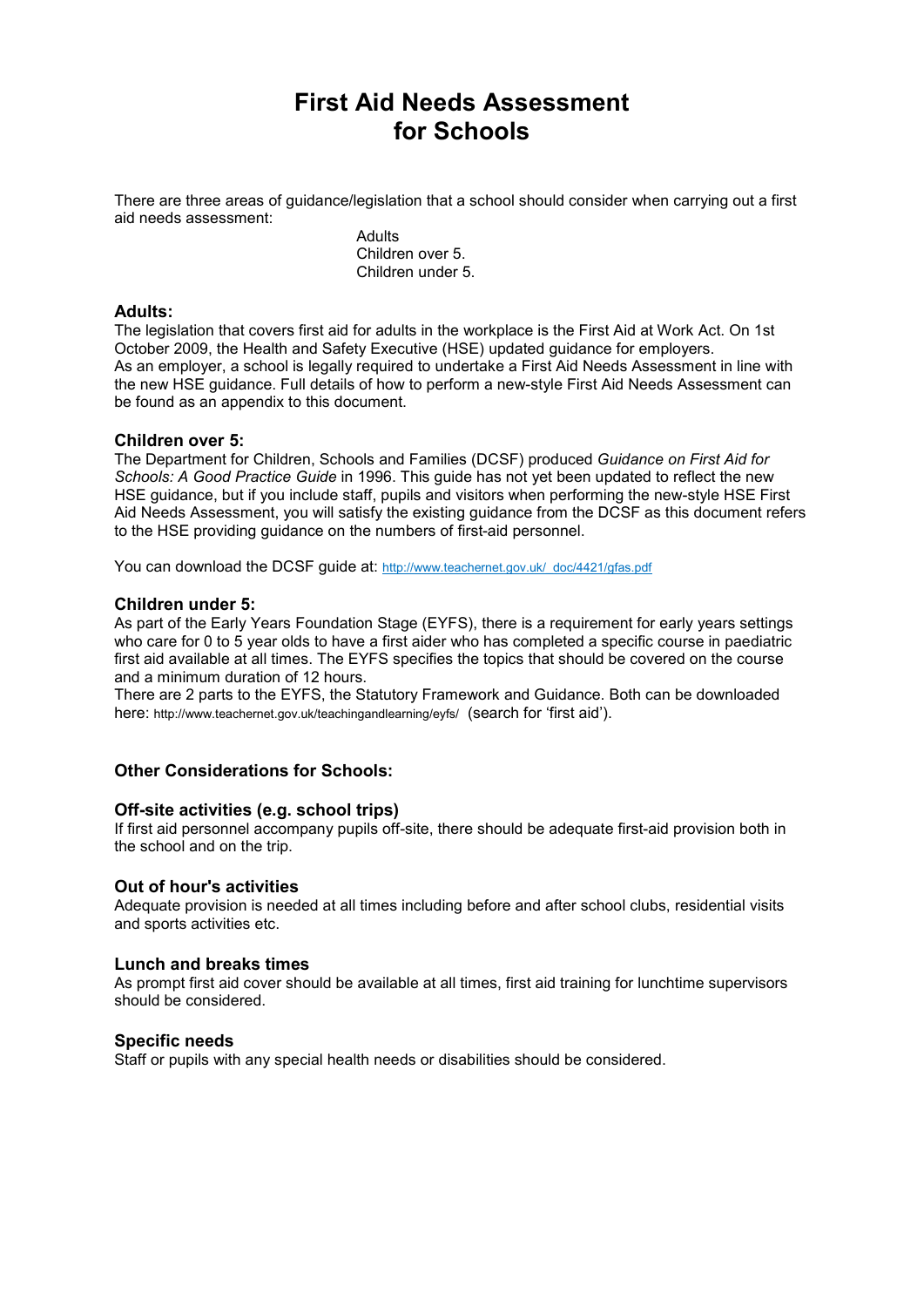# First Aid Needs Assessment for Schools

There are three areas of guidance/legislation that a school should consider when carrying out a first aid needs assessment:

Adults
Children over 5.
Children under 5.

### Adults:

The legislation that covers first aid for adults in the workplace is the First Aid at Work Act. On 1st October 2009, the Health and Safety Executive (HSE) updated guidance for employers.
As an employer, a school is legally required to undertake a First Aid Needs Assessment in line with the new HSE guidance. Full details of how to perform a new-style First Aid Needs Assessment can be found as an appendix to this document.

### Children over 5:

The Department for Children, Schools and Families (DCSF) produced *Guidance on First Aid for Schools: A Good Practice Guide* in 1996. This guide has not yet been updated to reflect the new HSE guidance, but if you include staff, pupils and visitors when performing the new-style HSE First Aid Needs Assessment, you will satisfy the existing guidance from the DCSF as this document refers to the HSE providing guidance on the numbers of first-aid personnel.

You can download the DCSF guide at: http://www.teachernet.gov.uk/_doc/4421/gfas.pdf

### Children under 5:

As part of the Early Years Foundation Stage (EYFS), there is a requirement for early years settings who care for 0 to 5 year olds to have a first aider who has completed a specific course in paediatric first aid available at all times. The EYFS specifies the topics that should be covered on the course and a minimum duration of 12 hours.
There are 2 parts to the EYFS, the Statutory Framework and Guidance. Both can be downloaded here: http://www.teachernet.gov.uk/teachingandlearning/eyfs/ (search for 'first aid').

### Other Considerations for Schools:

### Off-site activities (e.g. school trips)

If first aid personnel accompany pupils off-site, there should be adequate first-aid provision both in the school and on the trip.

### Out of hour's activities

Adequate provision is needed at all times including before and after school clubs, residential visits and sports activities etc.

### Lunch and breaks times

As prompt first aid cover should be available at all times, first aid training for lunchtime supervisors should be considered.

### Specific needs

Staff or pupils with any special health needs or disabilities should be considered.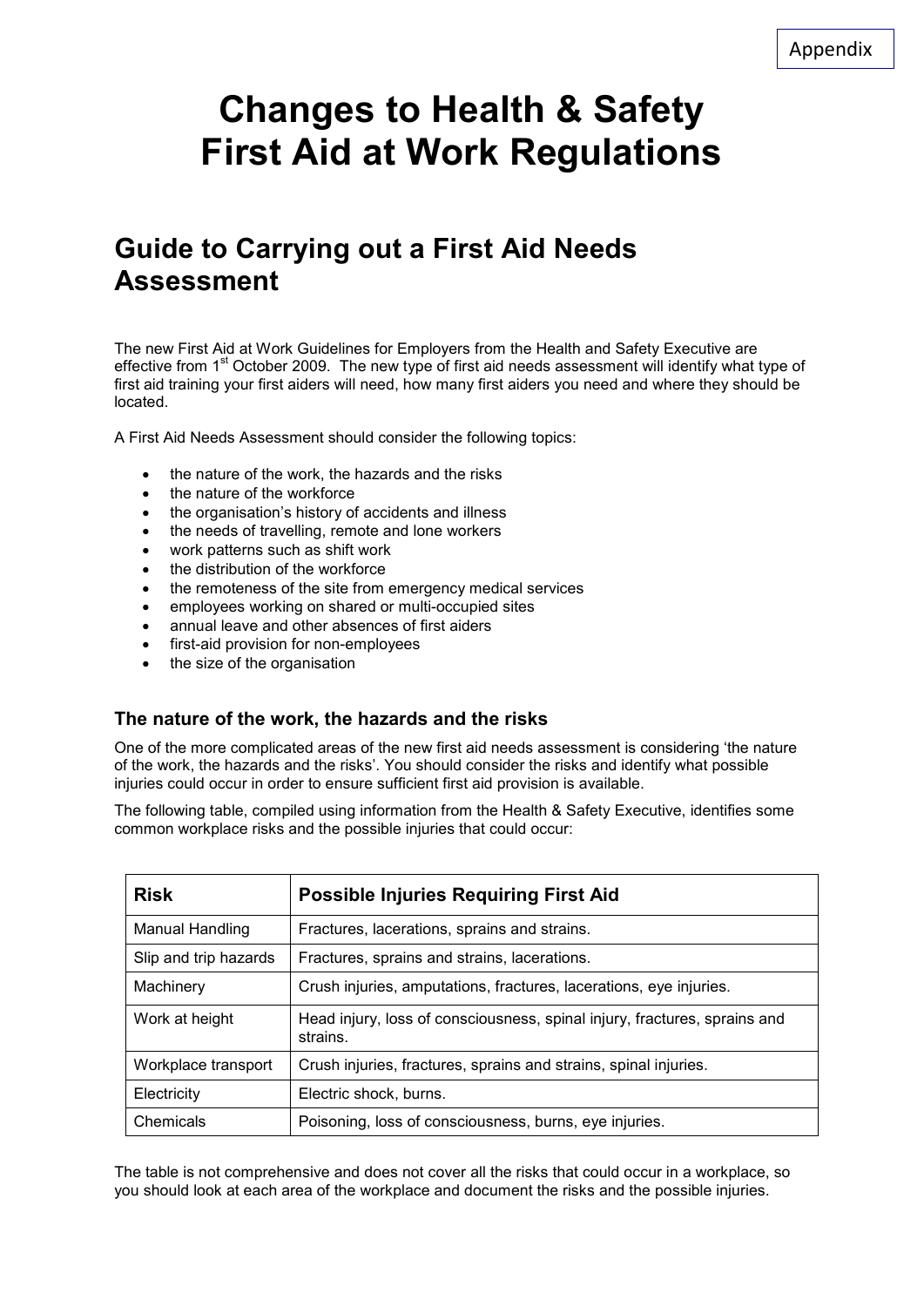Appendix

# Changes to Health & Safety First Aid at Work Regulations

## Guide to Carrying out a First Aid Needs Assessment

The new First Aid at Work Guidelines for Employers from the Health and Safety Executive are effective from 1st October 2009. The new type of first aid needs assessment will identify what type of first aid training your first aiders will need, how many first aiders you need and where they should be located.

A First Aid Needs Assessment should consider the following topics:

- the nature of the work, the hazards and the risks
- the nature of the workforce
- the organisation's history of accidents and illness
- the needs of travelling, remote and lone workers
- work patterns such as shift work
- the distribution of the workforce
- the remoteness of the site from emergency medical services
- employees working on shared or multi-occupied sites
- annual leave and other absences of first aiders
- first-aid provision for non-employees
- the size of the organisation

### The nature of the work, the hazards and the risks

One of the more complicated areas of the new first aid needs assessment is considering 'the nature of the work, the hazards and the risks'. You should consider the risks and identify what possible injuries could occur in order to ensure sufficient first aid provision is available.

The following table, compiled using information from the Health & Safety Executive, identifies some common workplace risks and the possible injuries that could occur:

| Risk | Possible Injuries Requiring First Aid |
|---|---|
| Manual Handling | Fractures, lacerations, sprains and strains. |
| Slip and trip hazards | Fractures, sprains and strains, lacerations. |
| Machinery | Crush injuries, amputations, fractures, lacerations, eye injuries. |
| Work at height | Head injury, loss of consciousness, spinal injury, fractures, sprains and strains. |
| Workplace transport | Crush injuries, fractures, sprains and strains, spinal injuries. |
| Electricity | Electric shock, burns. |
| Chemicals | Poisoning, loss of consciousness, burns, eye injuries. |

The table is not comprehensive and does not cover all the risks that could occur in a workplace, so you should look at each area of the workplace and document the risks and the possible injuries.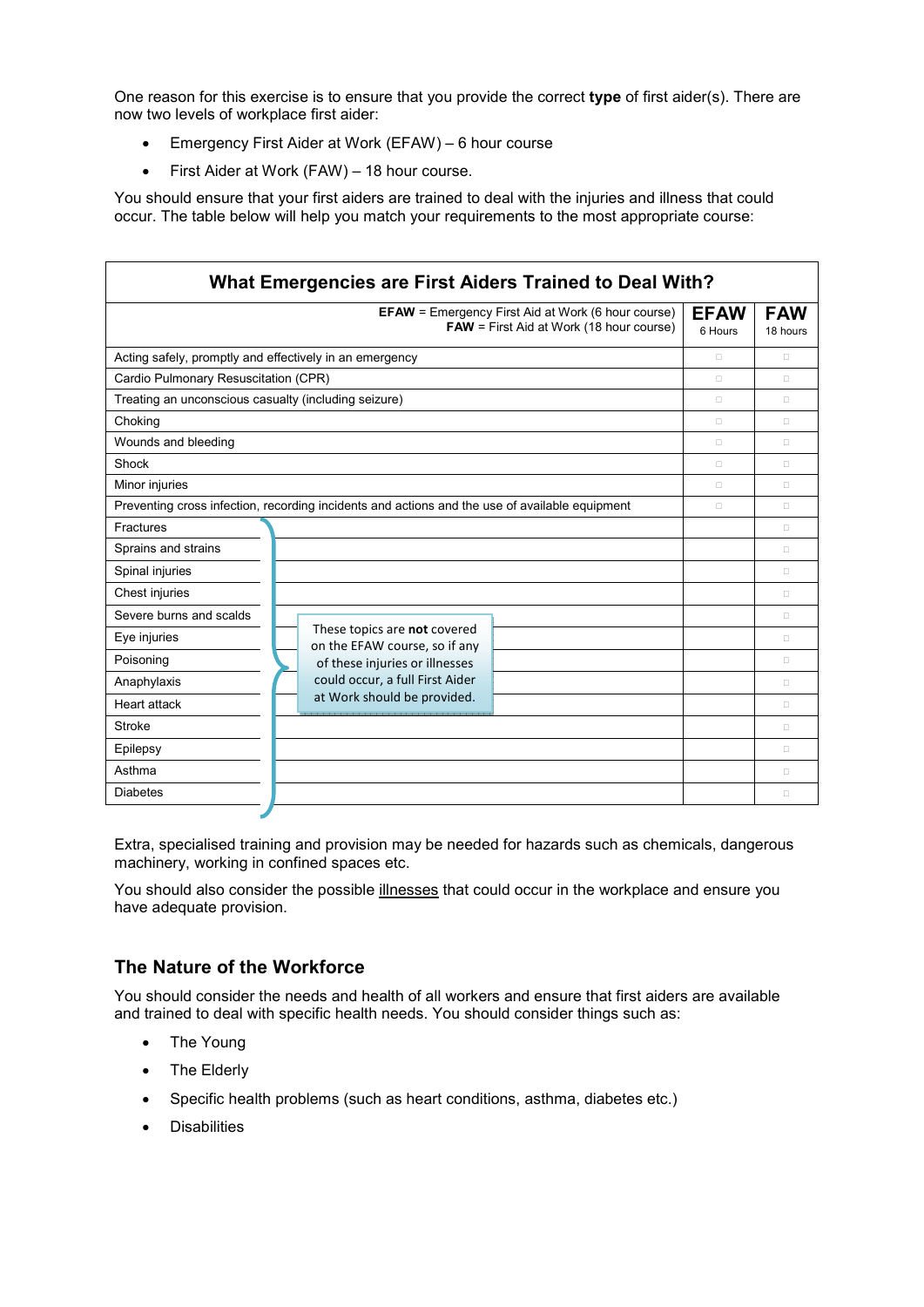One reason for this exercise is to ensure that you provide the correct **type** of first aider(s). There are now two levels of workplace first aider:

- Emergency First Aider at Work (EFAW) – 6 hour course
- First Aider at Work (FAW) – 18 hour course.

You should ensure that your first aiders are trained to deal with the injuries and illness that could occur. The table below will help you match your requirements to the most appropriate course:

**What Emergencies are First Aiders Trained to Deal With?**

| **EFAW** = Emergency First Aid at Work (6 hour course)<br>**FAW** = First Aid at Work (18 hour course) | **EFAW** 6 Hours | **FAW** 18 hours |
|---|---|---|
| Acting safely, promptly and effectively in an emergency | ☐ | ☐ |
| Cardio Pulmonary Resuscitation (CPR) | ☐ | ☐ |
| Treating an unconscious casualty (including seizure) | ☐ | ☐ |
| Choking | ☐ | ☐ |
| Wounds and bleeding | ☐ | ☐ |
| Shock | ☐ | ☐ |
| Minor injuries | ☐ | ☐ |
| Preventing cross infection, recording incidents and actions and the use of available equipment | ☐ | ☐ |
| Fractures | | ☐ |
| Sprains and strains | | ☐ |
| Spinal injuries | | ☐ |
| Chest injuries | | ☐ |
| Severe burns and scalds | | ☐ |
| Eye injuries | | ☐ |
| Poisoning | | ☐ |
| Anaphylaxis | | ☐ |
| Heart attack | | ☐ |
| Stroke | | ☐ |
| Epilepsy | | ☐ |
| Asthma | | ☐ |
| Diabetes | | ☐ |

These topics are **not** covered on the EFAW course, so if any of these injuries or illnesses could occur, a full First Aider at Work should be provided.

Extra, specialised training and provision may be needed for hazards such as chemicals, dangerous machinery, working in confined spaces etc.

You should also consider the possible illnesses that could occur in the workplace and ensure you have adequate provision.

## The Nature of the Workforce

You should consider the needs and health of all workers and ensure that first aiders are available and trained to deal with specific health needs. You should consider things such as:

- The Young
- The Elderly
- Specific health problems (such as heart conditions, asthma, diabetes etc.)
- Disabilities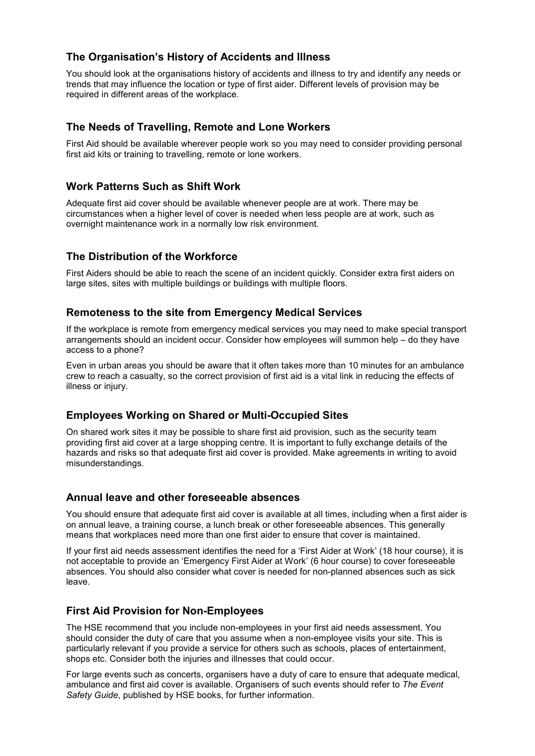### The Organisation's History of Accidents and Illness

You should look at the organisations history of accidents and illness to try and identify any needs or trends that may influence the location or type of first aider. Different levels of provision may be required in different areas of the workplace.

### The Needs of Travelling, Remote and Lone Workers

First Aid should be available wherever people work so you may need to consider providing personal first aid kits or training to travelling, remote or lone workers.

### Work Patterns Such as Shift Work

Adequate first aid cover should be available whenever people are at work. There may be circumstances when a higher level of cover is needed when less people are at work, such as overnight maintenance work in a normally low risk environment.

### The Distribution of the Workforce

First Aiders should be able to reach the scene of an incident quickly. Consider extra first aiders on large sites, sites with multiple buildings or buildings with multiple floors.

### Remoteness to the site from Emergency Medical Services

If the workplace is remote from emergency medical services you may need to make special transport arrangements should an incident occur. Consider how employees will summon help – do they have access to a phone?

Even in urban areas you should be aware that it often takes more than 10 minutes for an ambulance crew to reach a casualty, so the correct provision of first aid is a vital link in reducing the effects of illness or injury.

### Employees Working on Shared or Multi-Occupied Sites

On shared work sites it may be possible to share first aid provision, such as the security team providing first aid cover at a large shopping centre. It is important to fully exchange details of the hazards and risks so that adequate first aid cover is provided. Make agreements in writing to avoid misunderstandings.

### Annual leave and other foreseeable absences

You should ensure that adequate first aid cover is available at all times, including when a first aider is on annual leave, a training course, a lunch break or other foreseeable absences. This generally means that workplaces need more than one first aider to ensure that cover is maintained.

If your first aid needs assessment identifies the need for a 'First Aider at Work' (18 hour course), it is not acceptable to provide an 'Emergency First Aider at Work' (6 hour course) to cover foreseeable absences. You should also consider what cover is needed for non-planned absences such as sick leave.

### First Aid Provision for Non-Employees

The HSE recommend that you include non-employees in your first aid needs assessment. You should consider the duty of care that you assume when a non-employee visits your site. This is particularly relevant if you provide a service for others such as schools, places of entertainment, shops etc. Consider both the injuries and illnesses that could occur.

For large events such as concerts, organisers have a duty of care to ensure that adequate medical, ambulance and first aid cover is available. Organisers of such events should refer to *The Event Safety Guide*, published by HSE books, for further information.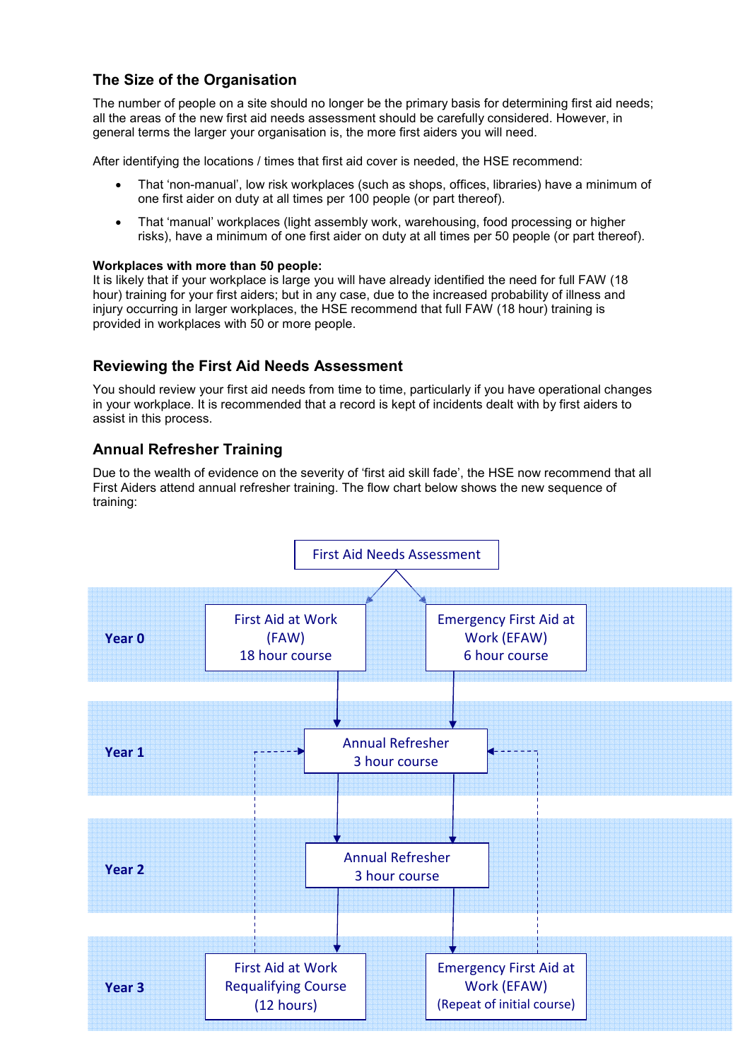## The Size of the Organisation

The number of people on a site should no longer be the primary basis for determining first aid needs; all the areas of the new first aid needs assessment should be carefully considered. However, in general terms the larger your organisation is, the more first aiders you will need.

After identifying the locations / times that first aid cover is needed, the HSE recommend:

- That 'non-manual', low risk workplaces (such as shops, offices, libraries) have a minimum of one first aider on duty at all times per 100 people (or part thereof).
- That 'manual' workplaces (light assembly work, warehousing, food processing or higher risks), have a minimum of one first aider on duty at all times per 50 people (or part thereof).

**Workplaces with more than 50 people:**
It is likely that if your workplace is large you will have already identified the need for full FAW (18 hour) training for your first aiders; but in any case, due to the increased probability of illness and injury occurring in larger workplaces, the HSE recommend that full FAW (18 hour) training is provided in workplaces with 50 or more people.

## Reviewing the First Aid Needs Assessment

You should review your first aid needs from time to time, particularly if you have operational changes in your workplace. It is recommended that a record is kept of incidents dealt with by first aiders to assist in this process.

## Annual Refresher Training

Due to the wealth of evidence on the severity of 'first aid skill fade', the HSE now recommend that all First Aiders attend annual refresher training. The flow chart below shows the new sequence of training:

First Aid Needs Assessment

Year 0

First Aid at Work (FAW) 18 hour course

Emergency First Aid at Work (EFAW) 6 hour course

Year 1

Annual Refresher 3 hour course

Year 2

Annual Refresher 3 hour course

Year 3

First Aid at Work Requalifying Course (12 hours)

Emergency First Aid at Work (EFAW) (Repeat of initial course)